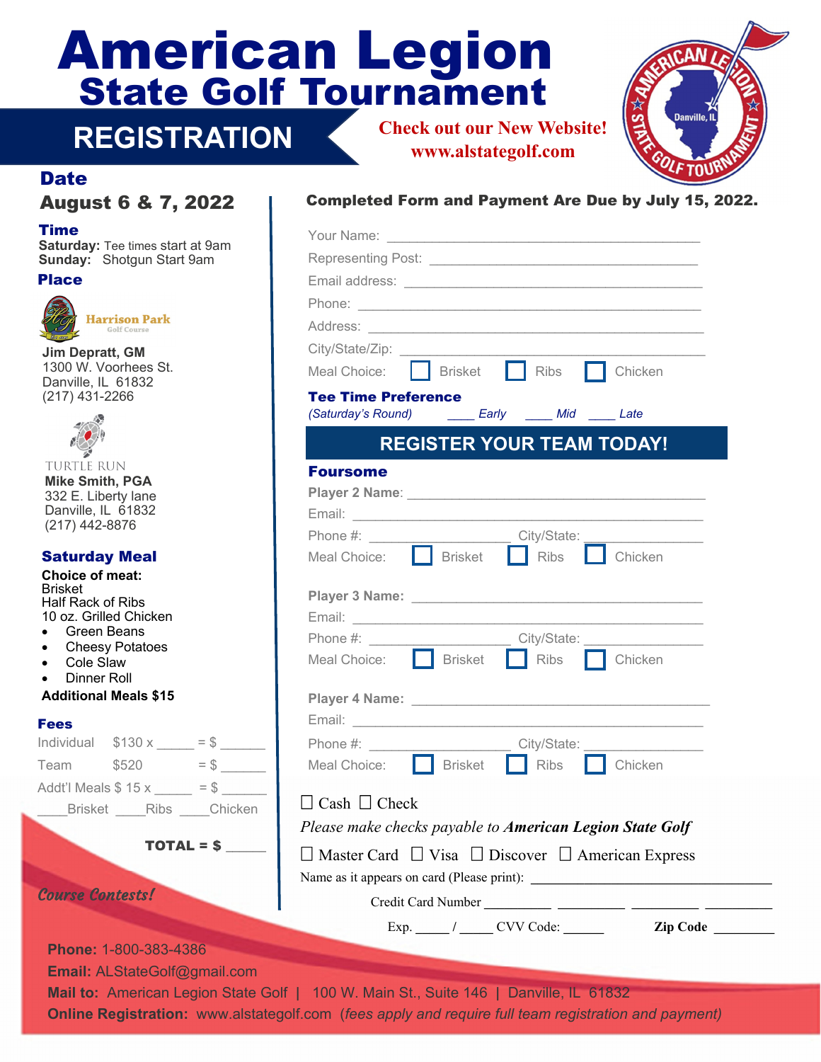# American Legion State Golf Tournament

## REGISTRATION

**Check out our New Website!**
**www.alstategolf.com**

AMERICAN LEGION STATE GOLF TOURNAMENT — Danville, IL

### Date

**August 6 & 7, 2022**

### Time

**Saturday:** Tee times start at 9am
**Sunday:** Shotgun Start 9am

### Place

Harrison Park Golf Course

**Jim Depratt, GM**
1300 W. Voorhees St.
Danville, IL 61832
(217) 431-2266

TURTLE RUN

**Mike Smith, PGA**
332 E. Liberty lane
Danville, IL 61832
(217) 442-8876

### Saturday Meal

**Choice of meat:**
Brisket
Half Rack of Ribs
10 oz. Grilled Chicken

- Green Beans
- Cheesy Potatoes
- Cole Slaw
- Dinner Roll

**Additional Meals $15**

### Fees

| | | |
|---|---|---|
| Individual | $130 x _____ | = $ ______ |
| Team | $520 | = $ ______ |
| Addt'l Meals $ 15 x _____ | | = $ ______ |

____Brisket ____Ribs ____Chicken

**TOTAL = $** _____

*Course Contests!*

**Completed Form and Payment Are Due by July 15, 2022.**

Your Name: ______________________________________

Representing Post: ______________________________________

Email address: ______________________________________

Phone: ______________________________________

Address: ______________________________________

City/State/Zip: ______________________________________

Meal Choice: ☐ Brisket ☐ Ribs ☐ Chicken

### Tee Time Preference

*(Saturday's Round)* ____ *Early* ____ *Mid* ____ *Late*

## REGISTER YOUR TEAM TODAY!

### Foursome

**Player 2 Name**: ______________________________________

Email: ______________________________________

Phone #: ____________________ City/State: ________________

Meal Choice: ☐ Brisket ☐ Ribs ☐ Chicken

**Player 3 Name:** ______________________________________

Email: ______________________________________

Phone #: ____________________ City/State: ________________

Meal Choice: ☐ Brisket ☐ Ribs ☐ Chicken

**Player 4 Name:** ______________________________________

Email: ______________________________________

Phone #: ____________________ City/State: ________________

Meal Choice: ☐ Brisket ☐ Ribs ☐ Chicken

☐ Cash ☐ Check

*Please make checks payable to* ***American Legion State Golf***

☐ Master Card ☐ Visa ☐ Discover ☐ American Express

Name as it appears on card (Please print): ________________________________

Credit Card Number _________ _________ _________ _________

Exp. _____ / _____ CVV Code: ______ **Zip Code** _________

**Phone:** 1-800-383-4386
**Email:** ALStateGolf@gmail.com
**Mail to:** American Legion State Golf | 100 W. Main St., Suite 146 | Danville, IL 61832
**Online Registration:** www.alstategolf.com (*fees apply and require full team registration and payment*)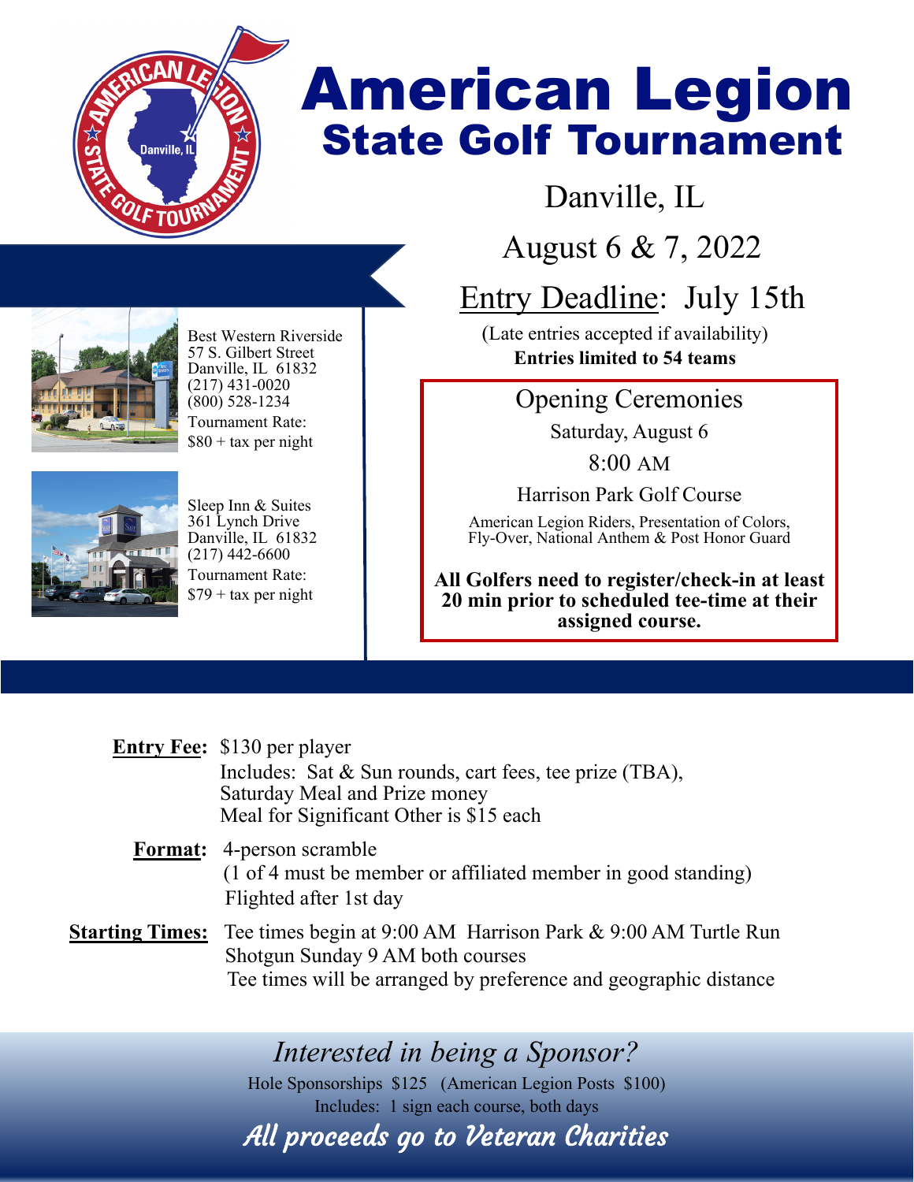# American Legion
## State Golf Tournament

Danville, IL

August 6 & 7, 2022

Entry Deadline: July 15th

(Late entries accepted if availability)
**Entries limited to 54 teams**

Best Western Riverside
57 S. Gilbert Street
Danville, IL 61832
(217) 431-0020
(800) 528-1234
Tournament Rate:
$80 + tax per night

Sleep Inn & Suites
361 Lynch Drive
Danville, IL 61832
(217) 442-6600
Tournament Rate:
$79 + tax per night

### Opening Ceremonies

Saturday, August 6

8:00 AM

Harrison Park Golf Course

American Legion Riders, Presentation of Colors, Fly-Over, National Anthem & Post Honor Guard

**All Golfers need to register/check-in at least 20 min prior to scheduled tee-time at their assigned course.**

**Entry Fee:** $130 per player
Includes: Sat & Sun rounds, cart fees, tee prize (TBA), Saturday Meal and Prize money
Meal for Significant Other is $15 each

**Format:** 4-person scramble
(1 of 4 must be member or affiliated member in good standing)
Flighted after 1st day

**Starting Times:** Tee times begin at 9:00 AM Harrison Park & 9:00 AM Turtle Run
Shotgun Sunday 9 AM both courses
Tee times will be arranged by preference and geographic distance

*Interested in being a Sponsor?*

Hole Sponsorships $125 (American Legion Posts $100)
Includes: 1 sign each course, both days

*All proceeds go to Veteran Charities*